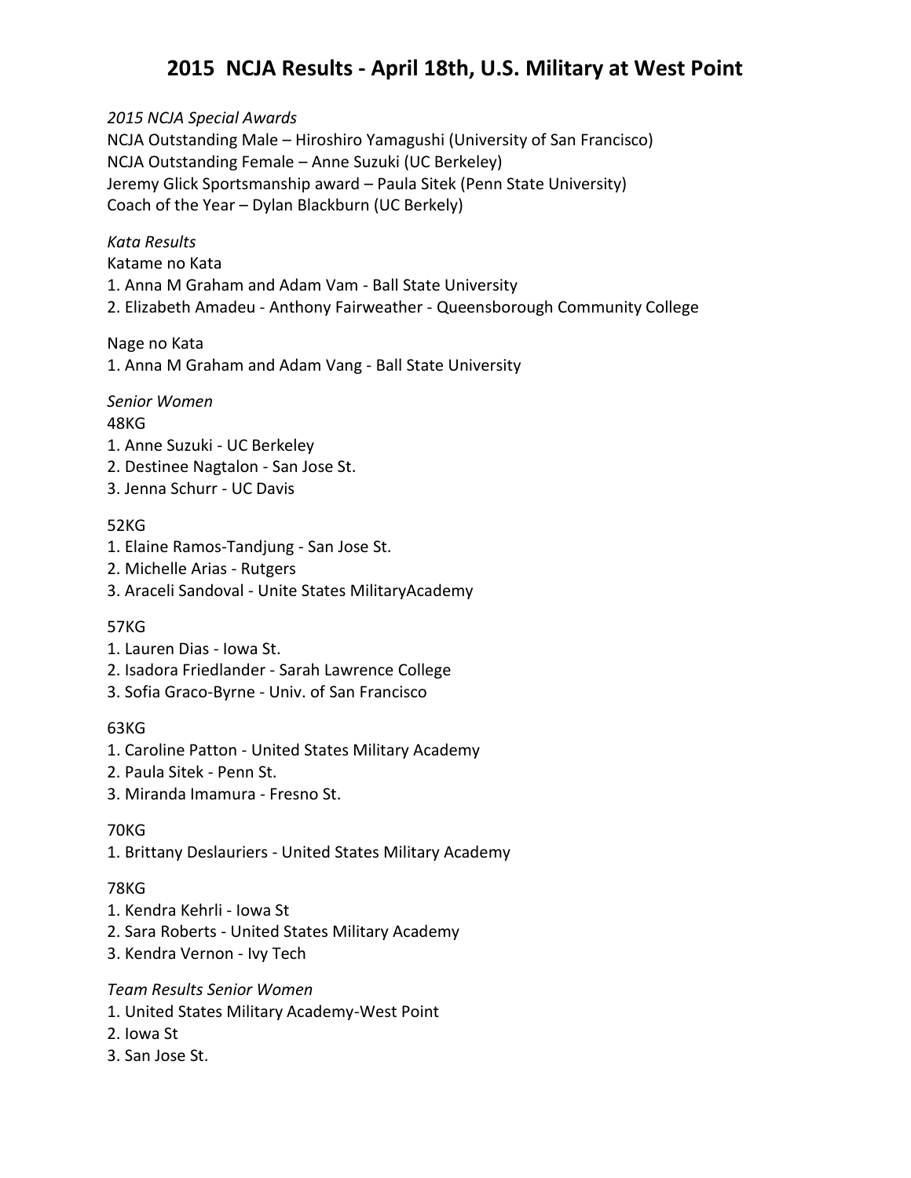# 2015 NCJA Results - April 18th, U.S. Military at West Point

*2015 NCJA Special Awards*

NCJA Outstanding Male – Hiroshiro Yamagushi (University of San Francisco)
NCJA Outstanding Female – Anne Suzuki (UC Berkeley)
Jeremy Glick Sportsmanship award – Paula Sitek (Penn State University)
Coach of the Year – Dylan Blackburn (UC Berkely)

*Kata Results*

Katame no Kata

1. Anna M Graham and Adam Vam - Ball State University
2. Elizabeth Amadeu - Anthony Fairweather - Queensborough Community College

Nage no Kata

1. Anna M Graham and Adam Vang - Ball State University

*Senior Women*

48KG

1. Anne Suzuki - UC Berkeley
2. Destinee Nagtalon - San Jose St.
3. Jenna Schurr - UC Davis

52KG

1. Elaine Ramos-Tandjung - San Jose St.
2. Michelle Arias - Rutgers
3. Araceli Sandoval - Unite States MilitaryAcademy

57KG

1. Lauren Dias - Iowa St.
2. Isadora Friedlander - Sarah Lawrence College
3. Sofia Graco-Byrne - Univ. of San Francisco

63KG

1. Caroline Patton - United States Military Academy
2. Paula Sitek - Penn St.
3. Miranda Imamura - Fresno St.

70KG

1. Brittany Deslauriers - United States Military Academy

78KG

1. Kendra Kehrli - Iowa St
2. Sara Roberts - United States Military Academy
3. Kendra Vernon - Ivy Tech

*Team Results Senior Women*

1. United States Military Academy-West Point
2. Iowa St
3. San Jose St.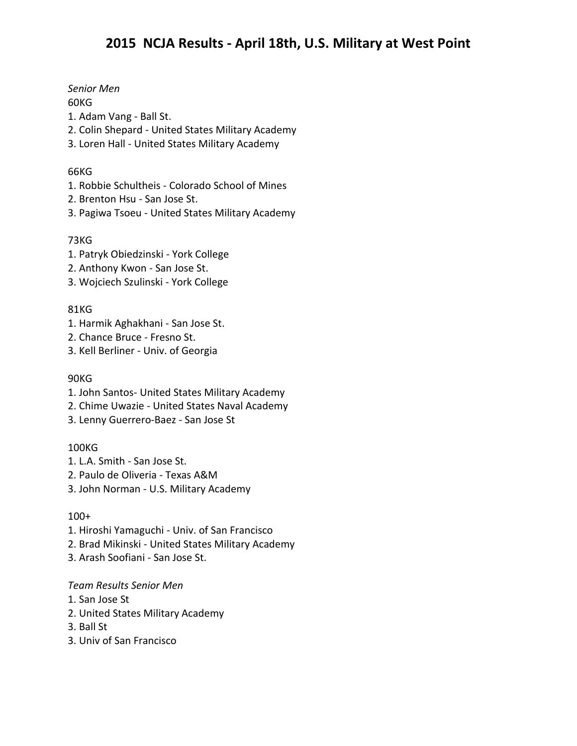# 2015 NCJA Results - April 18th, U.S. Military at West Point

*Senior Men*

60KG

1. Adam Vang - Ball St.
2. Colin Shepard - United States Military Academy
3. Loren Hall - United States Military Academy

66KG

1. Robbie Schultheis - Colorado School of Mines
2. Brenton Hsu - San Jose St.
3. Pagiwa Tsoeu - United States Military Academy

73KG

1. Patryk Obiedzinski - York College
2. Anthony Kwon - San Jose St.
3. Wojciech Szulinski - York College

81KG

1. Harmik Aghakhani - San Jose St.
2. Chance Bruce - Fresno St.
3. Kell Berliner - Univ. of Georgia

90KG

1. John Santos- United States Military Academy
2. Chime Uwazie - United States Naval Academy
3. Lenny Guerrero-Baez - San Jose St

100KG

1. L.A. Smith - San Jose St.
2. Paulo de Oliveria - Texas A&M
3. John Norman - U.S. Military Academy

100+

1. Hiroshi Yamaguchi - Univ. of San Francisco
2. Brad Mikinski - United States Military Academy
3. Arash Soofiani - San Jose St.

*Team Results Senior Men*

1. San Jose St
2. United States Military Academy
3. Ball St
3. Univ of San Francisco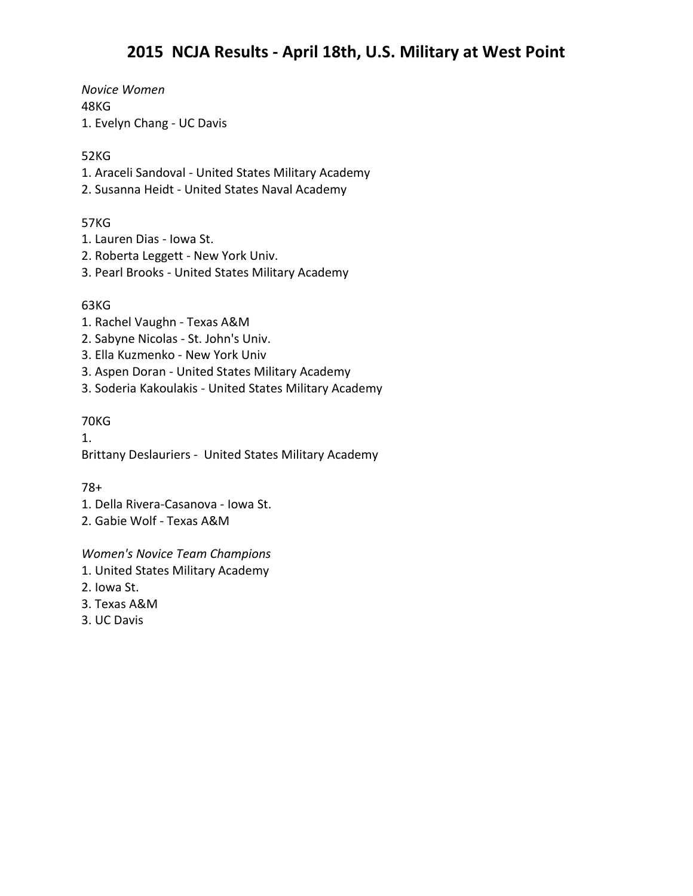# 2015 NCJA Results - April 18th, U.S. Military at West Point

*Novice Women*

48KG

1. Evelyn Chang - UC Davis

52KG

1. Araceli Sandoval - United States Military Academy
2. Susanna Heidt - United States Naval Academy

57KG

1. Lauren Dias - Iowa St.
2. Roberta Leggett - New York Univ.
3. Pearl Brooks - United States Military Academy

63KG

1. Rachel Vaughn - Texas A&M
2. Sabyne Nicolas - St. John's Univ.
3. Ella Kuzmenko - New York Univ
3. Aspen Doran - United States Military Academy
3. Soderia Kakoulakis - United States Military Academy

70KG

1.
Brittany Deslauriers - United States Military Academy

78+

1. Della Rivera-Casanova - Iowa St.
2. Gabie Wolf - Texas A&M

*Women's Novice Team Champions*

1. United States Military Academy
2. Iowa St.
3. Texas A&M
3. UC Davis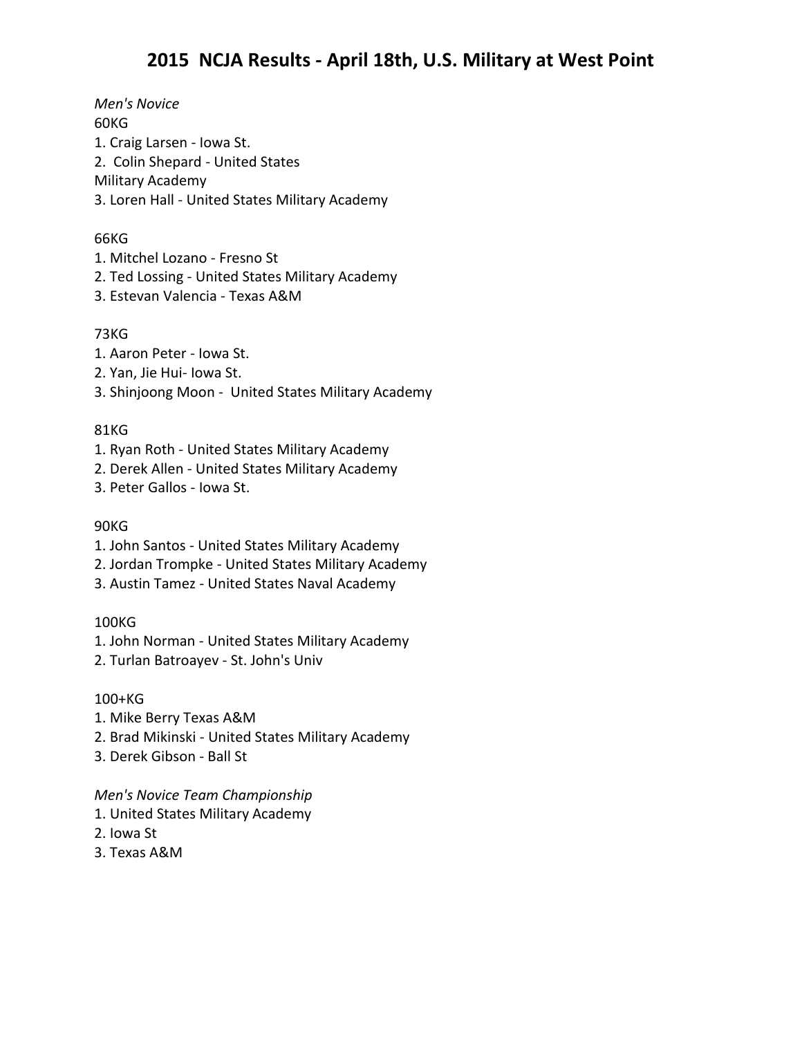# 2015 NCJA Results - April 18th, U.S. Military at West Point

*Men's Novice*

60KG

1. Craig Larsen - Iowa St.
2. Colin Shepard - United States Military Academy
3. Loren Hall - United States Military Academy

66KG

1. Mitchel Lozano - Fresno St
2. Ted Lossing - United States Military Academy
3. Estevan Valencia - Texas A&M

73KG

1. Aaron Peter - Iowa St.
2. Yan, Jie Hui- Iowa St.
3. Shinjoong Moon - United States Military Academy

81KG

1. Ryan Roth - United States Military Academy
2. Derek Allen - United States Military Academy
3. Peter Gallos - Iowa St.

90KG

1. John Santos - United States Military Academy
2. Jordan Trompke - United States Military Academy
3. Austin Tamez - United States Naval Academy

100KG

1. John Norman - United States Military Academy
2. Turlan Batroayev - St. John's Univ

100+KG

1. Mike Berry Texas A&M
2. Brad Mikinski - United States Military Academy
3. Derek Gibson - Ball St

*Men's Novice Team Championship*

1. United States Military Academy
2. Iowa St
3. Texas A&M